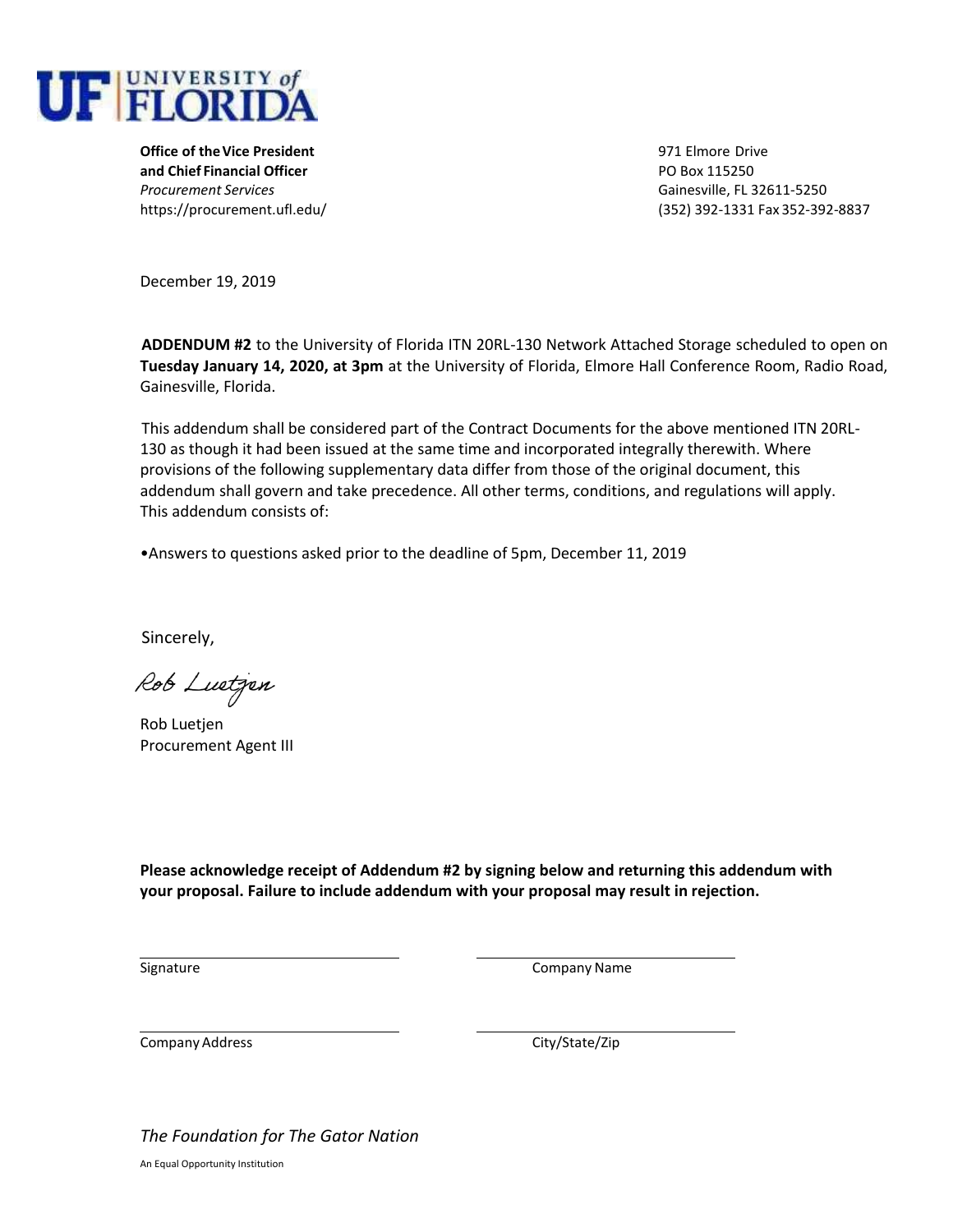UF | UNIVERSITY of FLORIDA

**Office of the Vice President and Chief Financial Officer**
*Procurement Services*
https://procurement.ufl.edu/

971 Elmore Drive
PO Box 115250
Gainesville, FL 32611-5250
(352) 392-1331 Fax 352-392-8837

December 19, 2019

**ADDENDUM #2** to the University of Florida ITN 20RL-130 Network Attached Storage scheduled to open on **Tuesday January 14, 2020, at 3pm** at the University of Florida, Elmore Hall Conference Room, Radio Road, Gainesville, Florida.

This addendum shall be considered part of the Contract Documents for the above mentioned ITN 20RL-130 as though it had been issued at the same time and incorporated integrally therewith. Where provisions of the following supplementary data differ from those of the original document, this addendum shall govern and take precedence. All other terms, conditions, and regulations will apply. This addendum consists of:

- Answers to questions asked prior to the deadline of 5pm, December 11, 2019

Sincerely,

*Rob Luetjen*

Rob Luetjen
Procurement Agent III

**Please acknowledge receipt of Addendum #2 by signing below and returning this addendum with your proposal. Failure to include addendum with your proposal may result in rejection.**

______________________________ ______________________________
Signature Company Name

______________________________ ______________________________
Company Address City/State/Zip

*The Foundation for The Gator Nation*

An Equal Opportunity Institution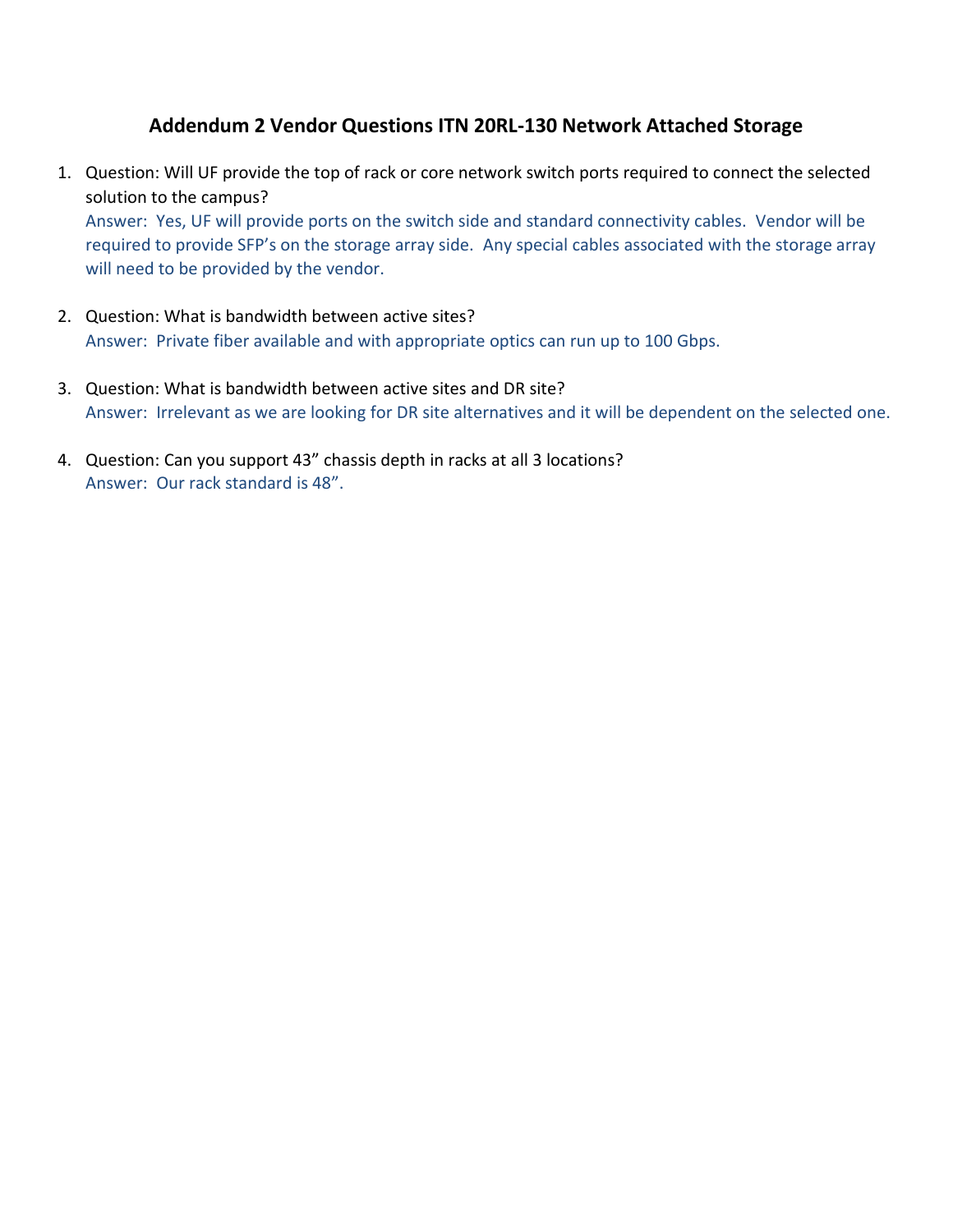# Addendum 2 Vendor Questions ITN 20RL-130 Network Attached Storage

1. Question: Will UF provide the top of rack or core network switch ports required to connect the selected solution to the campus?
   Answer: Yes, UF will provide ports on the switch side and standard connectivity cables. Vendor will be required to provide SFP's on the storage array side. Any special cables associated with the storage array will need to be provided by the vendor.

2. Question: What is bandwidth between active sites?
   Answer: Private fiber available and with appropriate optics can run up to 100 Gbps.

3. Question: What is bandwidth between active sites and DR site?
   Answer: Irrelevant as we are looking for DR site alternatives and it will be dependent on the selected one.

4. Question: Can you support 43" chassis depth in racks at all 3 locations?
   Answer: Our rack standard is 48".